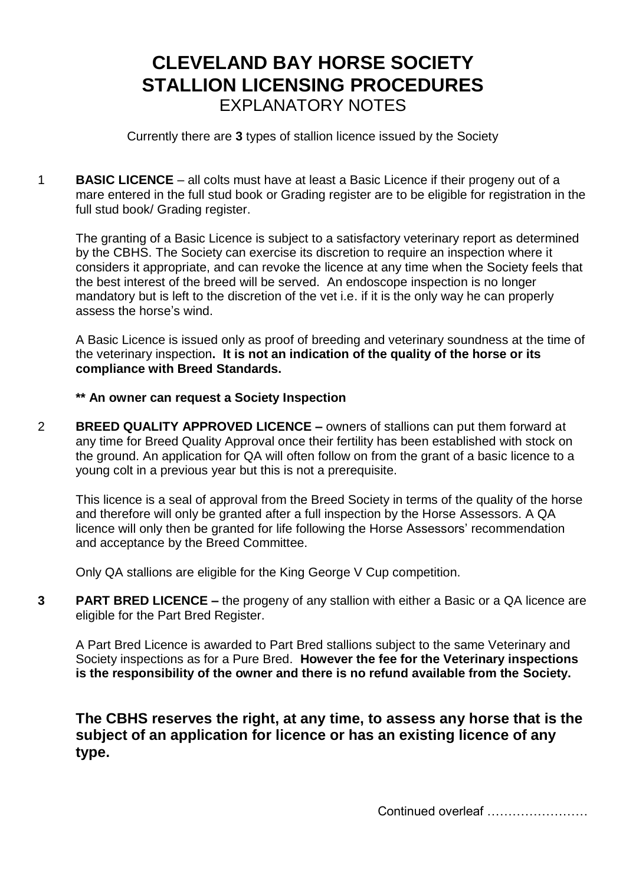# CLEVELAND BAY HORSE SOCIETY
# STALLION LICENSING PROCEDURES
## EXPLANATORY NOTES

Currently there are **3** types of stallion licence issued by the Society

1 **BASIC LICENCE** – all colts must have at least a Basic Licence if their progeny out of a mare entered in the full stud book or Grading register are to be eligible for registration in the full stud book/ Grading register.

The granting of a Basic Licence is subject to a satisfactory veterinary report as determined by the CBHS. The Society can exercise its discretion to require an inspection where it considers it appropriate, and can revoke the licence at any time when the Society feels that the best interest of the breed will be served. An endoscope inspection is no longer mandatory but is left to the discretion of the vet i.e. if it is the only way he can properly assess the horse's wind.

A Basic Licence is issued only as proof of breeding and veterinary soundness at the time of the veterinary inspection**. It is not an indication of the quality of the horse or its compliance with Breed Standards.**

**\*\* An owner can request a Society Inspection**

2 **BREED QUALITY APPROVED LICENCE –** owners of stallions can put them forward at any time for Breed Quality Approval once their fertility has been established with stock on the ground. An application for QA will often follow on from the grant of a basic licence to a young colt in a previous year but this is not a prerequisite.

This licence is a seal of approval from the Breed Society in terms of the quality of the horse and therefore will only be granted after a full inspection by the Horse Assessors. A QA licence will only then be granted for life following the Horse Assessors' recommendation and acceptance by the Breed Committee.

Only QA stallions are eligible for the King George V Cup competition.

**3** **PART BRED LICENCE –** the progeny of any stallion with either a Basic or a QA licence are eligible for the Part Bred Register.

A Part Bred Licence is awarded to Part Bred stallions subject to the same Veterinary and Society inspections as for a Pure Bred. **However the fee for the Veterinary inspections is the responsibility of the owner and there is no refund available from the Society.**

**The CBHS reserves the right, at any time, to assess any horse that is the subject of an application for licence or has an existing licence of any type.**

Continued overleaf ……………………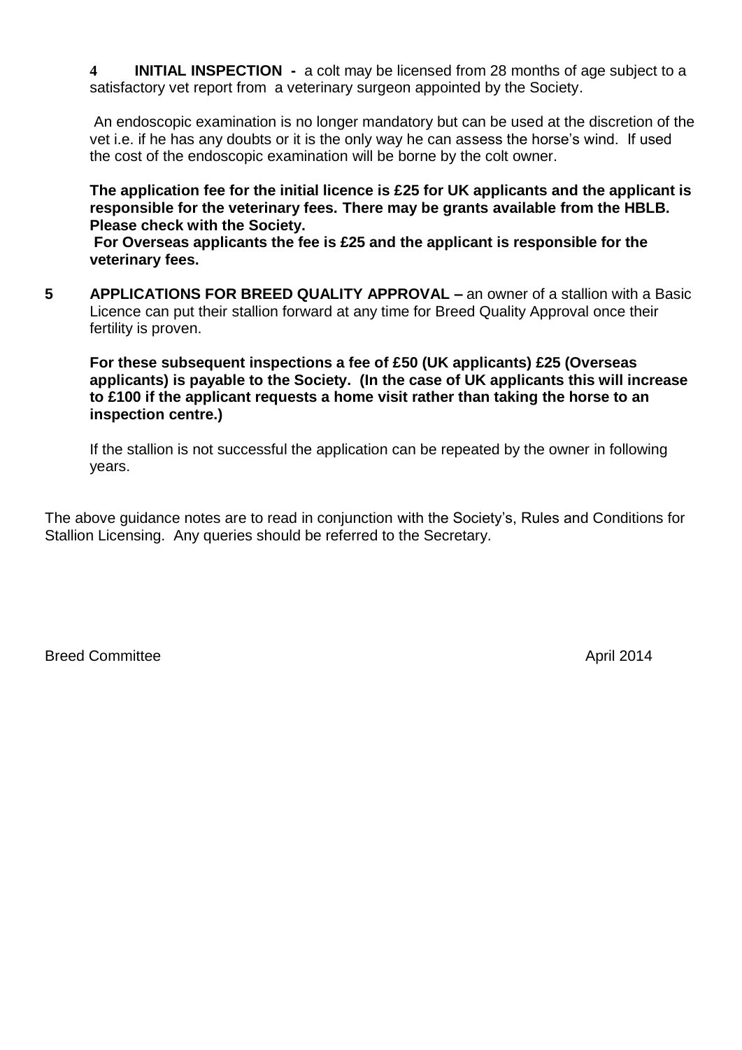**4 INITIAL INSPECTION -** a colt may be licensed from 28 months of age subject to a satisfactory vet report from a veterinary surgeon appointed by the Society.

An endoscopic examination is no longer mandatory but can be used at the discretion of the vet i.e. if he has any doubts or it is the only way he can assess the horse's wind. If used the cost of the endoscopic examination will be borne by the colt owner.

**The application fee for the initial licence is £25 for UK applicants and the applicant is responsible for the veterinary fees. There may be grants available from the HBLB. Please check with the Society.**
**For Overseas applicants the fee is £25 and the applicant is responsible for the veterinary fees.**

**5 APPLICATIONS FOR BREED QUALITY APPROVAL –** an owner of a stallion with a Basic Licence can put their stallion forward at any time for Breed Quality Approval once their fertility is proven.

**For these subsequent inspections a fee of £50 (UK applicants) £25 (Overseas applicants) is payable to the Society. (In the case of UK applicants this will increase to £100 if the applicant requests a home visit rather than taking the horse to an inspection centre.)**

If the stallion is not successful the application can be repeated by the owner in following years.

The above guidance notes are to read in conjunction with the Society's, Rules and Conditions for Stallion Licensing. Any queries should be referred to the Secretary.

Breed Committee April 2014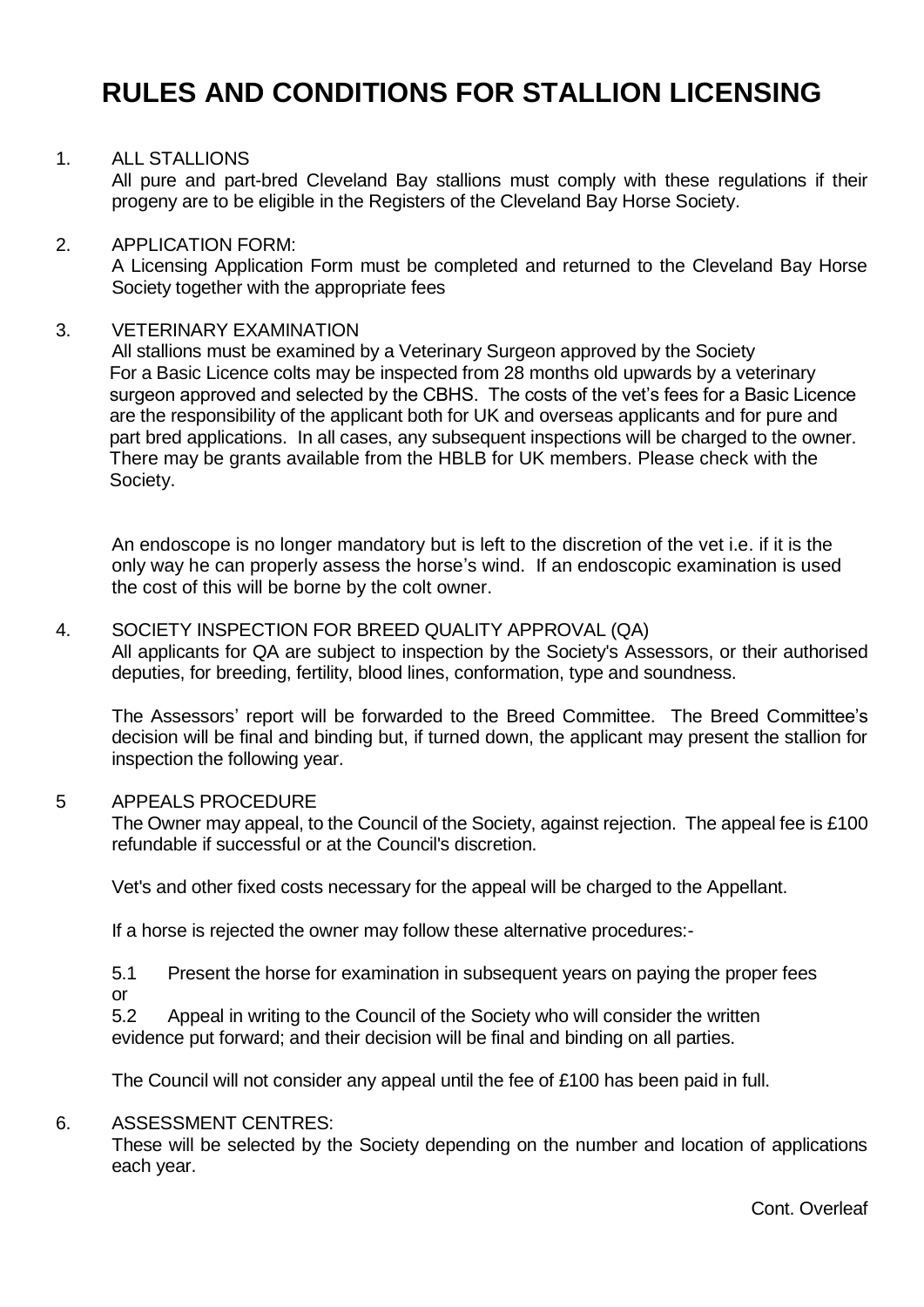# RULES AND CONDITIONS FOR STALLION LICENSING

1. ALL STALLIONS

   All pure and part-bred Cleveland Bay stallions must comply with these regulations if their progeny are to be eligible in the Registers of the Cleveland Bay Horse Society.

2. APPLICATION FORM:

   A Licensing Application Form must be completed and returned to the Cleveland Bay Horse Society together with the appropriate fees

3. VETERINARY EXAMINATION

   All stallions must be examined by a Veterinary Surgeon approved by the Society
   For a Basic Licence colts may be inspected from 28 months old upwards by a veterinary surgeon approved and selected by the CBHS. The costs of the vet's fees for a Basic Licence are the responsibility of the applicant both for UK and overseas applicants and for pure and part bred applications. In all cases, any subsequent inspections will be charged to the owner. There may be grants available from the HBLB for UK members. Please check with the Society.

   An endoscope is no longer mandatory but is left to the discretion of the vet i.e. if it is the only way he can properly assess the horse's wind. If an endoscopic examination is used the cost of this will be borne by the colt owner.

4. SOCIETY INSPECTION FOR BREED QUALITY APPROVAL (QA)

   All applicants for QA are subject to inspection by the Society's Assessors, or their authorised deputies, for breeding, fertility, blood lines, conformation, type and soundness.

   The Assessors' report will be forwarded to the Breed Committee. The Breed Committee's decision will be final and binding but, if turned down, the applicant may present the stallion for inspection the following year.

5. APPEALS PROCEDURE

   The Owner may appeal, to the Council of the Society, against rejection. The appeal fee is £100 refundable if successful or at the Council's discretion.

   Vet's and other fixed costs necessary for the appeal will be charged to the Appellant.

   If a horse is rejected the owner may follow these alternative procedures:-

   5.1 Present the horse for examination in subsequent years on paying the proper fees
   or
   5.2 Appeal in writing to the Council of the Society who will consider the written evidence put forward; and their decision will be final and binding on all parties.

   The Council will not consider any appeal until the fee of £100 has been paid in full.

6. ASSESSMENT CENTRES:

   These will be selected by the Society depending on the number and location of applications each year.

Cont. Overleaf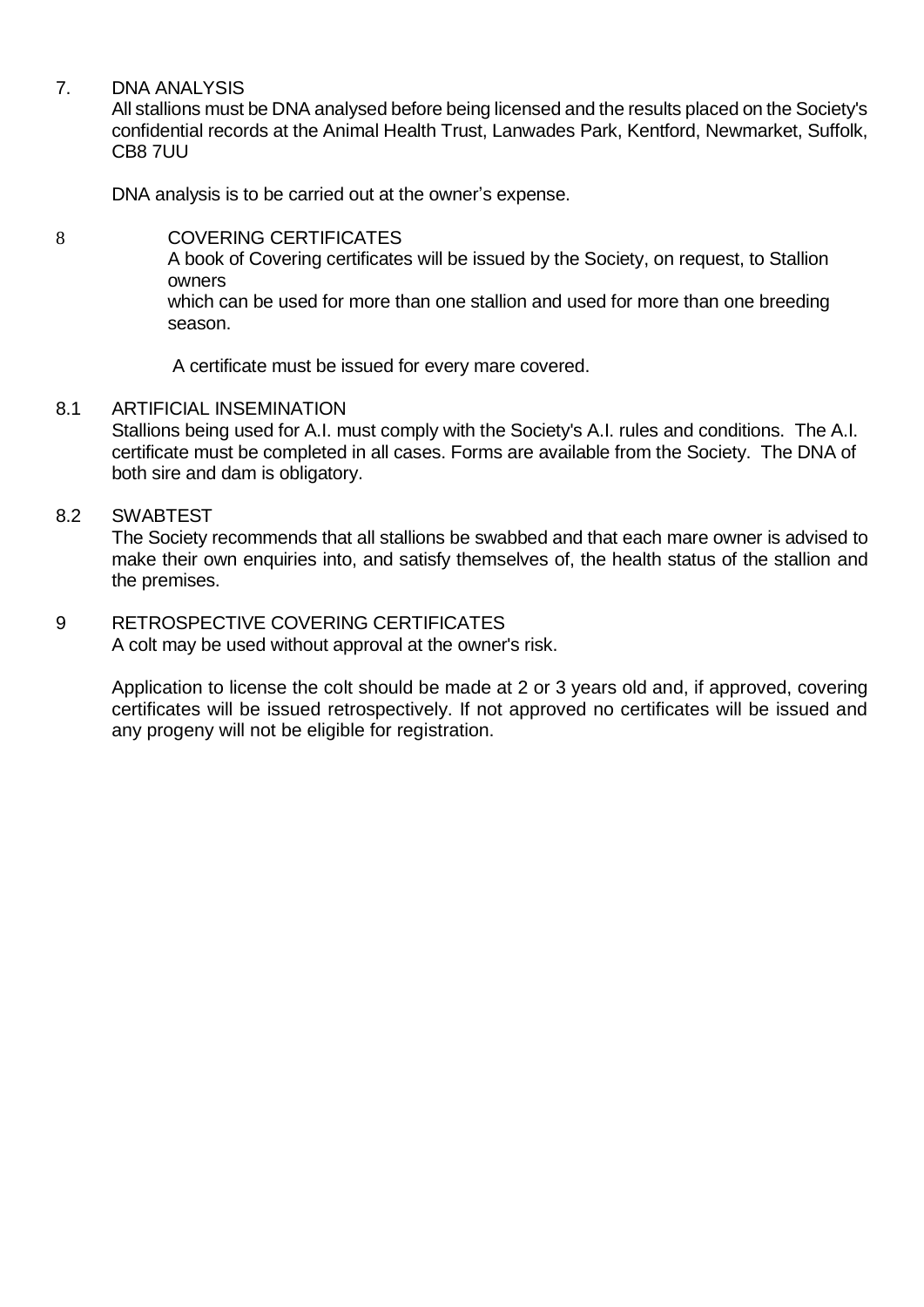## 7. DNA ANALYSIS

All stallions must be DNA analysed before being licensed and the results placed on the Society's confidential records at the Animal Health Trust, Lanwades Park, Kentford, Newmarket, Suffolk, CB8 7UU

DNA analysis is to be carried out at the owner's expense.

## 8 COVERING CERTIFICATES

A book of Covering certificates will be issued by the Society, on request, to Stallion owners which can be used for more than one stallion and used for more than one breeding season.

A certificate must be issued for every mare covered.

## 8.1 ARTIFICIAL INSEMINATION

Stallions being used for A.I. must comply with the Society's A.I. rules and conditions. The A.I. certificate must be completed in all cases. Forms are available from the Society. The DNA of both sire and dam is obligatory.

## 8.2 SWABTEST

The Society recommends that all stallions be swabbed and that each mare owner is advised to make their own enquiries into, and satisfy themselves of, the health status of the stallion and the premises.

## 9 RETROSPECTIVE COVERING CERTIFICATES

A colt may be used without approval at the owner's risk.

Application to license the colt should be made at 2 or 3 years old and, if approved, covering certificates will be issued retrospectively. If not approved no certificates will be issued and any progeny will not be eligible for registration.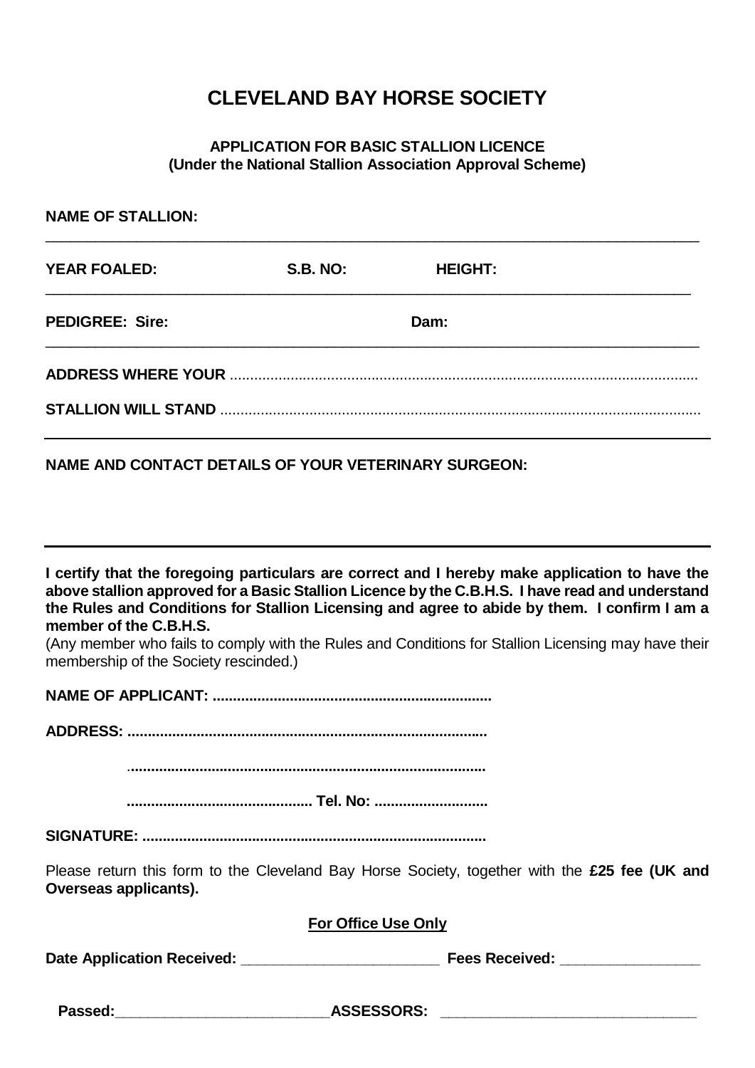# CLEVELAND BAY HORSE SOCIETY

**APPLICATION FOR BASIC STALLION LICENCE**
**(Under the National Stallion Association Approval Scheme)**

**NAME OF STALLION:**

---

**YEAR FOALED:** **S.B. NO:** **HEIGHT:**

---

**PEDIGREE: Sire:** **Dam:**

---

**ADDRESS WHERE YOUR** ..........................................................................................................................

**STALLION WILL STAND** ..........................................................................................................................

---

**NAME AND CONTACT DETAILS OF YOUR VETERINARY SURGEON:**

---

**I certify that the foregoing particulars are correct and I hereby make application to have the above stallion approved for a Basic Stallion Licence by the C.B.H.S. I have read and understand the Rules and Conditions for Stallion Licensing and agree to abide by them. I confirm I am a member of the C.B.H.S.**

(Any member who fails to comply with the Rules and Conditions for Stallion Licensing may have their membership of the Society rescinded.)

**NAME OF APPLICANT: ....................................................................**

**ADDRESS: .......................................................................................**

**.......................................................................................**

**............................................. Tel. No: ...........................**

**SIGNATURE: ....................................................................................**

Please return this form to the Cleveland Bay Horse Society, together with the **£25 fee (UK and Overseas applicants).**

**For Office Use Only**

**Date Application Received:** ________________________ **Fees Received:** ________________

**Passed:**__________________________**ASSESSORS:** _______________________________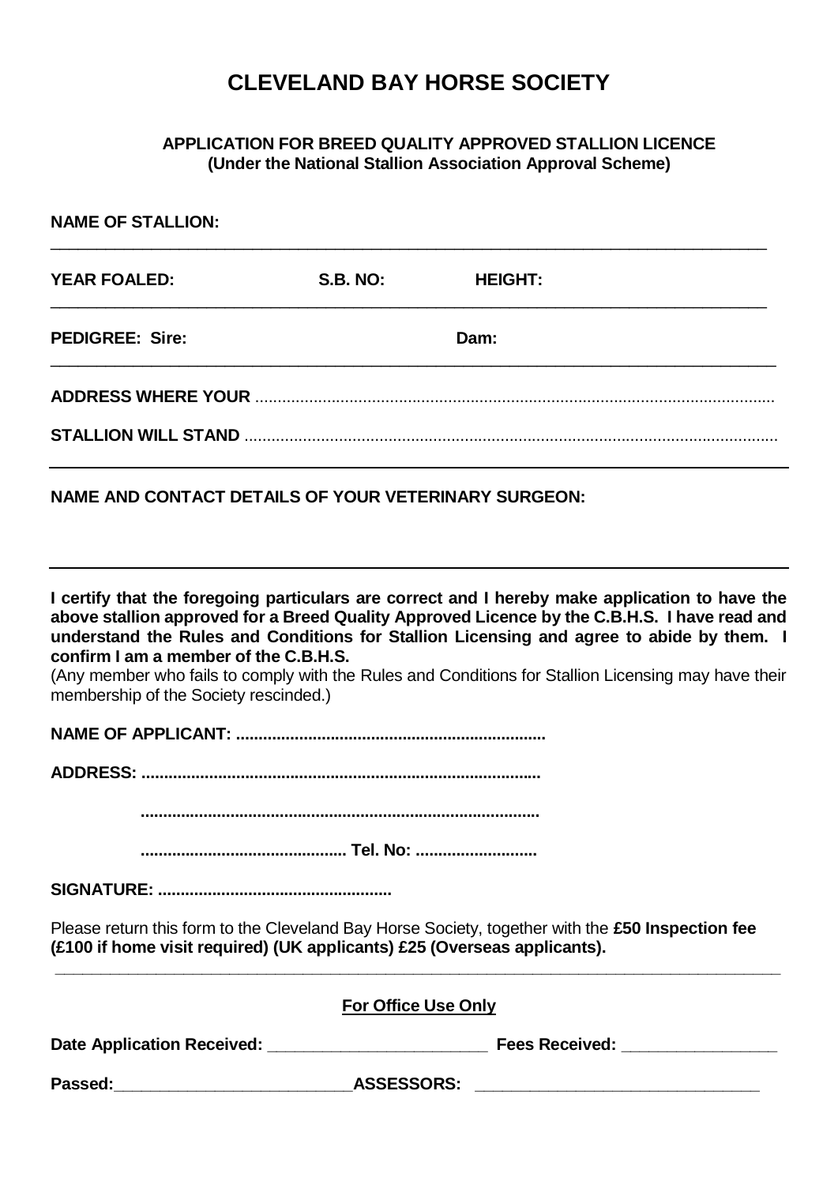# CLEVELAND BAY HORSE SOCIETY

**APPLICATION FOR BREED QUALITY APPROVED STALLION LICENCE**
**(Under the National Stallion Association Approval Scheme)**

**NAME OF STALLION:**

---

**YEAR FOALED:** **S.B. NO:** **HEIGHT:**

---

**PEDIGREE: Sire:** **Dam:**

---

**ADDRESS WHERE YOUR** ..........................................................................................................................

**STALLION WILL STAND** ..........................................................................................................................

---

**NAME AND CONTACT DETAILS OF YOUR VETERINARY SURGEON:**

---

**I certify that the foregoing particulars are correct and I hereby make application to have the above stallion approved for a Breed Quality Approved Licence by the C.B.H.S. I have read and understand the Rules and Conditions for Stallion Licensing and agree to abide by them. I confirm I am a member of the C.B.H.S.**
(Any member who fails to comply with the Rules and Conditions for Stallion Licensing may have their membership of the Society rescinded.)

**NAME OF APPLICANT: ....................................................................**

**ADDRESS: .......................................................................................**

**.......................................................................................**

**............................................. Tel. No: ..........................**

**SIGNATURE: ....................................................**

Please return this form to the Cleveland Bay Horse Society, together with the **£50 Inspection fee (£100 if home visit required) (UK applicants) £25 (Overseas applicants).**

---

**For Office Use Only**

**Date Application Received:** ________________________ **Fees Received:** ________________

**Passed:**__________________________**ASSESSORS:** ______________________________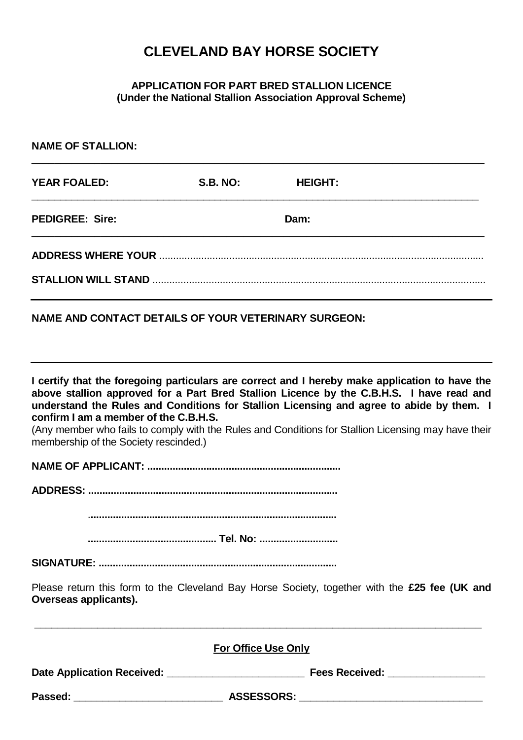# CLEVELAND BAY HORSE SOCIETY

**APPLICATION FOR PART BRED STALLION LICENCE**
**(Under the National Stallion Association Approval Scheme)**

**NAME OF STALLION:**

---

**YEAR FOALED:** **S.B. NO:** **HEIGHT:**

---

**PEDIGREE: Sire:** **Dam:**

---

**ADDRESS WHERE YOUR** ..........................................................................................................................

**STALLION WILL STAND** ..........................................................................................................................

---

**NAME AND CONTACT DETAILS OF YOUR VETERINARY SURGEON:**

---

**I certify that the foregoing particulars are correct and I hereby make application to have the above stallion approved for a Part Bred Stallion Licence by the C.B.H.S. I have read and understand the Rules and Conditions for Stallion Licensing and agree to abide by them. I confirm I am a member of the C.B.H.S.**
(Any member who fails to comply with the Rules and Conditions for Stallion Licensing may have their membership of the Society rescinded.)

**NAME OF APPLICANT: ....................................................................**

**ADDRESS: .......................................................................................**

**.......................................................................................**

**............................................. Tel. No: ...........................**

**SIGNATURE: ....................................................................................**

Please return this form to the Cleveland Bay Horse Society, together with the **£25 fee (UK and Overseas applicants).**

---

**For Office Use Only**

**Date Application Received:** ________________________ **Fees Received:** ________________

**Passed:** __________________________ **ASSESSORS:** ________________________________